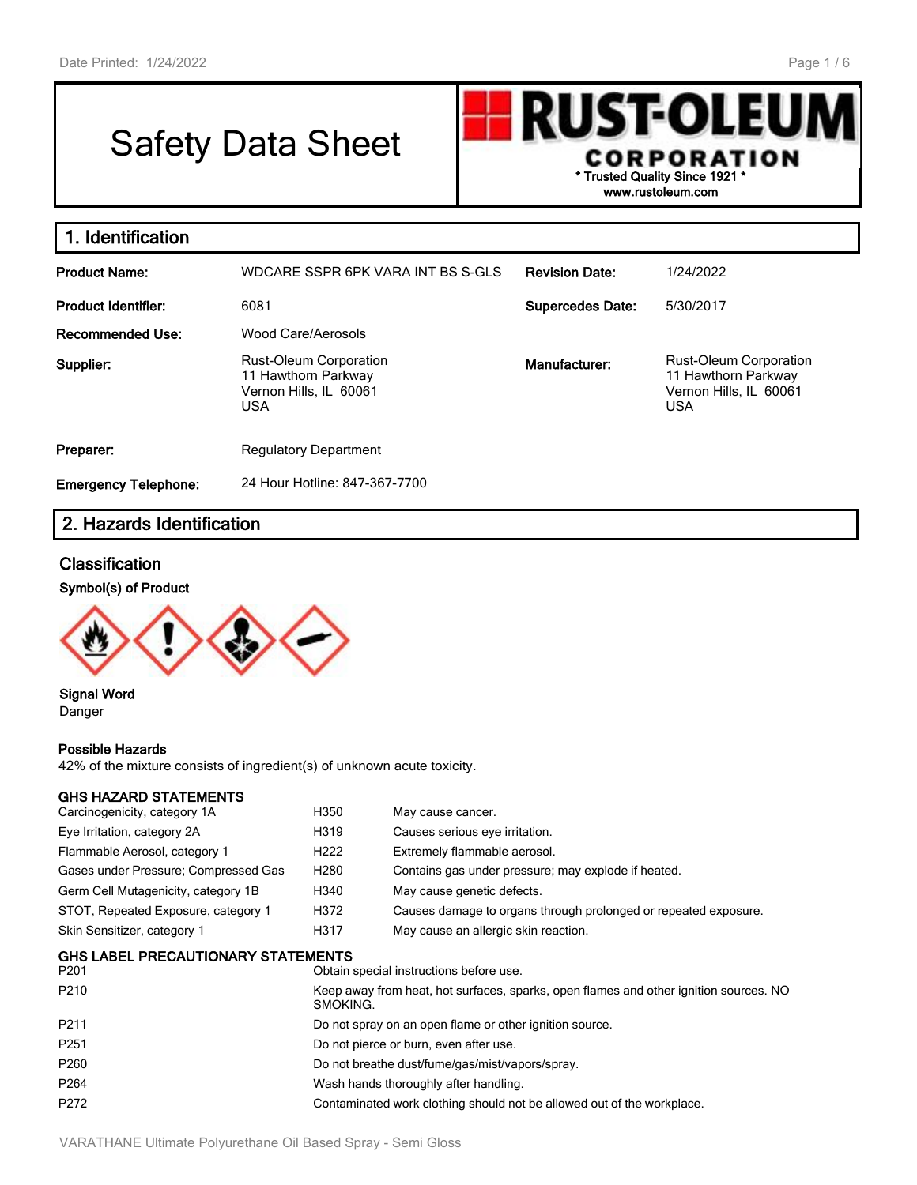# Safety Data Sheet

**RUST-OLEUM CORPORATION**
* Trusted Quality Since 1921 *
www.rustoleum.com

## 1. Identification

| | | | |
|---|---|---|---|
| **Product Name:** | WDCARE SSPR 6PK VARA INT BS S-GLS | **Revision Date:** | 1/24/2022 |
| **Product Identifier:** | 6081 | **Supercedes Date:** | 5/30/2017 |
| **Recommended Use:** | Wood Care/Aerosols | | |
| **Supplier:** | Rust-Oleum Corporation<br>11 Hawthorn Parkway<br>Vernon Hills, IL 60061<br>USA | **Manufacturer:** | Rust-Oleum Corporation<br>11 Hawthorn Parkway<br>Vernon Hills, IL 60061<br>USA |
| **Preparer:** | Regulatory Department | | |
| **Emergency Telephone:** | 24 Hour Hotline: 847-367-7700 | | |

## 2. Hazards Identification

### Classification

**Symbol(s) of Product**

**Signal Word**
Danger

**Possible Hazards**
42% of the mixture consists of ingredient(s) of unknown acute toxicity.

**GHS HAZARD STATEMENTS**

| | | |
|---|---|---|
| Carcinogenicity, category 1A | H350 | May cause cancer. |
| Eye Irritation, category 2A | H319 | Causes serious eye irritation. |
| Flammable Aerosol, category 1 | H222 | Extremely flammable aerosol. |
| Gases under Pressure; Compressed Gas | H280 | Contains gas under pressure; may explode if heated. |
| Germ Cell Mutagenicity, category 1B | H340 | May cause genetic defects. |
| STOT, Repeated Exposure, category 1 | H372 | Causes damage to organs through prolonged or repeated exposure. |
| Skin Sensitizer, category 1 | H317 | May cause an allergic skin reaction. |

**GHS LABEL PRECAUTIONARY STATEMENTS**

| | |
|---|---|
| P201 | Obtain special instructions before use. |
| P210 | Keep away from heat, hot surfaces, sparks, open flames and other ignition sources. NO SMOKING. |
| P211 | Do not spray on an open flame or other ignition source. |
| P251 | Do not pierce or burn, even after use. |
| P260 | Do not breathe dust/fume/gas/mist/vapors/spray. |
| P264 | Wash hands thoroughly after handling. |
| P272 | Contaminated work clothing should not be allowed out of the workplace. |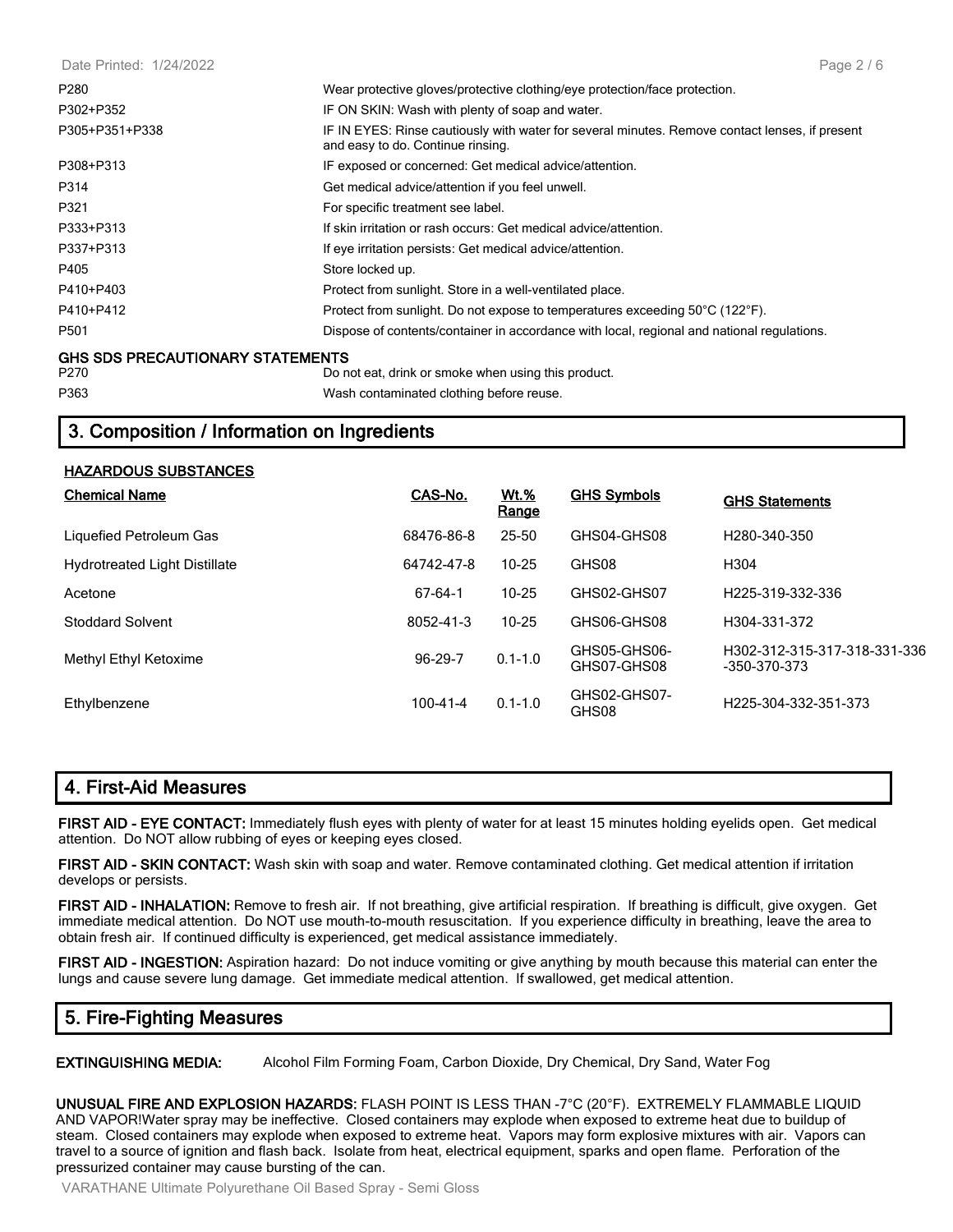| | |
|---|---|
| P280 | Wear protective gloves/protective clothing/eye protection/face protection. |
| P302+P352 | IF ON SKIN: Wash with plenty of soap and water. |
| P305+P351+P338 | IF IN EYES: Rinse cautiously with water for several minutes. Remove contact lenses, if present and easy to do. Continue rinsing. |
| P308+P313 | IF exposed or concerned: Get medical advice/attention. |
| P314 | Get medical advice/attention if you feel unwell. |
| P321 | For specific treatment see label. |
| P333+P313 | If skin irritation or rash occurs: Get medical advice/attention. |
| P337+P313 | If eye irritation persists: Get medical advice/attention. |
| P405 | Store locked up. |
| P410+P403 | Protect from sunlight. Store in a well-ventilated place. |
| P410+P412 | Protect from sunlight. Do not expose to temperatures exceeding 50°C (122°F). |
| P501 | Dispose of contents/container in accordance with local, regional and national regulations. |

**GHS SDS PRECAUTIONARY STATEMENTS**

| | |
|---|---|
| P270 | Do not eat, drink or smoke when using this product. |
| P363 | Wash contaminated clothing before reuse. |

## 3. Composition / Information on Ingredients

**HAZARDOUS SUBSTANCES**

| Chemical Name | CAS-No. | Wt.% Range | GHS Symbols | GHS Statements |
|---|---|---|---|---|
| Liquefied Petroleum Gas | 68476-86-8 | 25-50 | GHS04-GHS08 | H280-340-350 |
| Hydrotreated Light Distillate | 64742-47-8 | 10-25 | GHS08 | H304 |
| Acetone | 67-64-1 | 10-25 | GHS02-GHS07 | H225-319-332-336 |
| Stoddard Solvent | 8052-41-3 | 10-25 | GHS06-GHS08 | H304-331-372 |
| Methyl Ethyl Ketoxime | 96-29-7 | 0.1-1.0 | GHS05-GHS06-GHS07-GHS08 | H302-312-315-317-318-331-336-350-370-373 |
| Ethylbenzene | 100-41-4 | 0.1-1.0 | GHS02-GHS07-GHS08 | H225-304-332-351-373 |

## 4. First-Aid Measures

**FIRST AID - EYE CONTACT:** Immediately flush eyes with plenty of water for at least 15 minutes holding eyelids open. Get medical attention. Do NOT allow rubbing of eyes or keeping eyes closed.

**FIRST AID - SKIN CONTACT:** Wash skin with soap and water. Remove contaminated clothing. Get medical attention if irritation develops or persists.

**FIRST AID - INHALATION:** Remove to fresh air. If not breathing, give artificial respiration. If breathing is difficult, give oxygen. Get immediate medical attention. Do NOT use mouth-to-mouth resuscitation. If you experience difficulty in breathing, leave the area to obtain fresh air. If continued difficulty is experienced, get medical assistance immediately.

**FIRST AID - INGESTION:** Aspiration hazard: Do not induce vomiting or give anything by mouth because this material can enter the lungs and cause severe lung damage. Get immediate medical attention. If swallowed, get medical attention.

## 5. Fire-Fighting Measures

**EXTINGUISHING MEDIA:** Alcohol Film Forming Foam, Carbon Dioxide, Dry Chemical, Dry Sand, Water Fog

**UNUSUAL FIRE AND EXPLOSION HAZARDS:** FLASH POINT IS LESS THAN -7°C (20°F). EXTREMELY FLAMMABLE LIQUID AND VAPOR!Water spray may be ineffective. Closed containers may explode when exposed to extreme heat due to buildup of steam. Closed containers may explode when exposed to extreme heat. Vapors may form explosive mixtures with air. Vapors can travel to a source of ignition and flash back. Isolate from heat, electrical equipment, sparks and open flame. Perforation of the pressurized container may cause bursting of the can.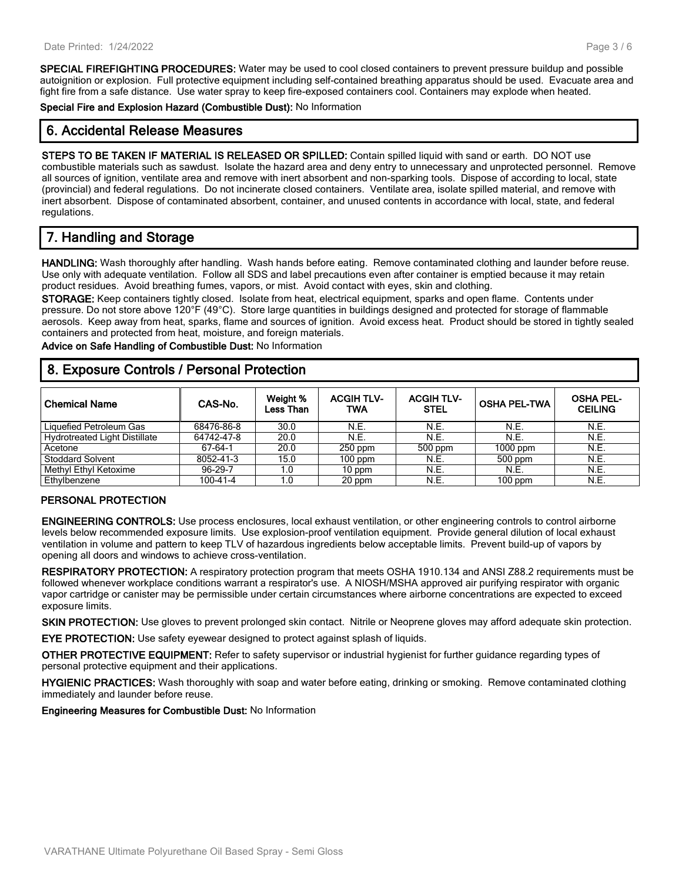**SPECIAL FIREFIGHTING PROCEDURES:** Water may be used to cool closed containers to prevent pressure buildup and possible autoignition or explosion. Full protective equipment including self-contained breathing apparatus should be used. Evacuate area and fight fire from a safe distance. Use water spray to keep fire-exposed containers cool. Containers may explode when heated.

**Special Fire and Explosion Hazard (Combustible Dust):** No Information

## 6. Accidental Release Measures

**STEPS TO BE TAKEN IF MATERIAL IS RELEASED OR SPILLED:** Contain spilled liquid with sand or earth. DO NOT use combustible materials such as sawdust. Isolate the hazard area and deny entry to unnecessary and unprotected personnel. Remove all sources of ignition, ventilate area and remove with inert absorbent and non-sparking tools. Dispose of according to local, state (provincial) and federal regulations. Do not incinerate closed containers. Ventilate area, isolate spilled material, and remove with inert absorbent. Dispose of contaminated absorbent, container, and unused contents in accordance with local, state, and federal regulations.

## 7. Handling and Storage

**HANDLING:** Wash thoroughly after handling. Wash hands before eating. Remove contaminated clothing and launder before reuse. Use only with adequate ventilation. Follow all SDS and label precautions even after container is emptied because it may retain product residues. Avoid breathing fumes, vapors, or mist. Avoid contact with eyes, skin and clothing.

**STORAGE:** Keep containers tightly closed. Isolate from heat, electrical equipment, sparks and open flame. Contents under pressure. Do not store above 120°F (49°C). Store large quantities in buildings designed and protected for storage of flammable aerosols. Keep away from heat, sparks, flame and sources of ignition. Avoid excess heat. Product should be stored in tightly sealed containers and protected from heat, moisture, and foreign materials.

**Advice on Safe Handling of Combustible Dust:** No Information

## 8. Exposure Controls / Personal Protection

| Chemical Name | CAS-No. | Weight % Less Than | ACGIH TLV-TWA | ACGIH TLV-STEL | OSHA PEL-TWA | OSHA PEL-CEILING |
|---|---|---|---|---|---|---|
| Liquefied Petroleum Gas | 68476-86-8 | 30.0 | N.E. | N.E. | N.E. | N.E. |
| Hydrotreated Light Distillate | 64742-47-8 | 20.0 | N.E. | N.E. | N.E. | N.E. |
| Acetone | 67-64-1 | 20.0 | 250 ppm | 500 ppm | 1000 ppm | N.E. |
| Stoddard Solvent | 8052-41-3 | 15.0 | 100 ppm | N.E. | 500 ppm | N.E. |
| Methyl Ethyl Ketoxime | 96-29-7 | 1.0 | 10 ppm | N.E. | N.E. | N.E. |
| Ethylbenzene | 100-41-4 | 1.0 | 20 ppm | N.E. | 100 ppm | N.E. |

### PERSONAL PROTECTION

**ENGINEERING CONTROLS:** Use process enclosures, local exhaust ventilation, or other engineering controls to control airborne levels below recommended exposure limits. Use explosion-proof ventilation equipment. Provide general dilution of local exhaust ventilation in volume and pattern to keep TLV of hazardous ingredients below acceptable limits. Prevent build-up of vapors by opening all doors and windows to achieve cross-ventilation.

**RESPIRATORY PROTECTION:** A respiratory protection program that meets OSHA 1910.134 and ANSI Z88.2 requirements must be followed whenever workplace conditions warrant a respirator's use. A NIOSH/MSHA approved air purifying respirator with organic vapor cartridge or canister may be permissible under certain circumstances where airborne concentrations are expected to exceed exposure limits.

**SKIN PROTECTION:** Use gloves to prevent prolonged skin contact. Nitrile or Neoprene gloves may afford adequate skin protection.

**EYE PROTECTION:** Use safety eyewear designed to protect against splash of liquids.

**OTHER PROTECTIVE EQUIPMENT:** Refer to safety supervisor or industrial hygienist for further guidance regarding types of personal protective equipment and their applications.

**HYGIENIC PRACTICES:** Wash thoroughly with soap and water before eating, drinking or smoking. Remove contaminated clothing immediately and launder before reuse.

**Engineering Measures for Combustible Dust:** No Information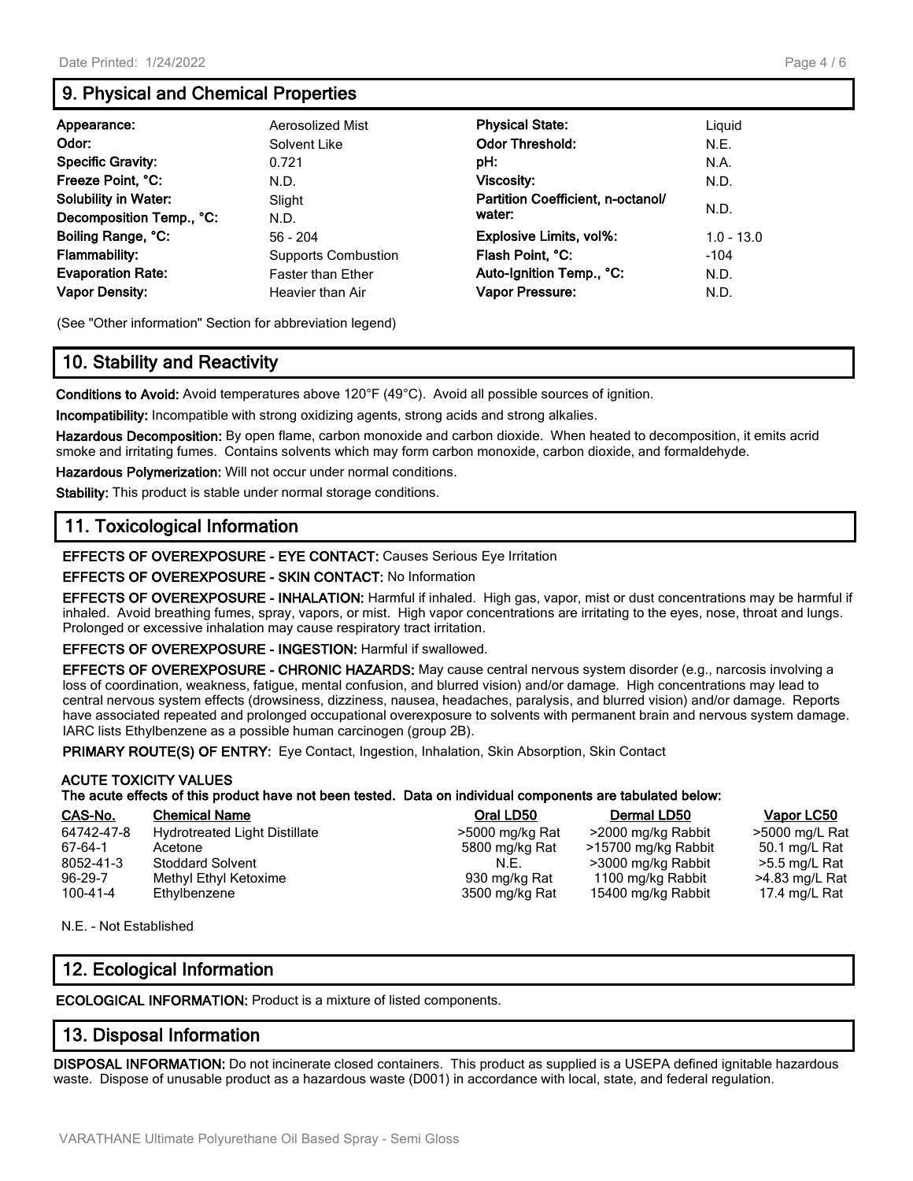## 9. Physical and Chemical Properties

| | | | |
|---|---|---|---|
| **Appearance:** | Aerosolized Mist | **Physical State:** | Liquid |
| **Odor:** | Solvent Like | **Odor Threshold:** | N.E. |
| **Specific Gravity:** | 0.721 | **pH:** | N.A. |
| **Freeze Point, °C:** | N.D. | **Viscosity:** | N.D. |
| **Solubility in Water:** | Slight | **Partition Coefficient, n-octanol/ water:** | N.D. |
| **Decomposition Temp., °C:** | N.D. | | |
| **Boiling Range, °C:** | 56 - 204 | **Explosive Limits, vol%:** | 1.0 - 13.0 |
| **Flammability:** | Supports Combustion | **Flash Point, °C:** | -104 |
| **Evaporation Rate:** | Faster than Ether | **Auto-Ignition Temp., °C:** | N.D. |
| **Vapor Density:** | Heavier than Air | **Vapor Pressure:** | N.D. |

(See "Other information" Section for abbreviation legend)

## 10. Stability and Reactivity

**Conditions to Avoid:** Avoid temperatures above 120°F (49°C). Avoid all possible sources of ignition.

**Incompatibility:** Incompatible with strong oxidizing agents, strong acids and strong alkalies.

**Hazardous Decomposition:** By open flame, carbon monoxide and carbon dioxide. When heated to decomposition, it emits acrid smoke and irritating fumes. Contains solvents which may form carbon monoxide, carbon dioxide, and formaldehyde.

**Hazardous Polymerization:** Will not occur under normal conditions.

**Stability:** This product is stable under normal storage conditions.

## 11. Toxicological Information

**EFFECTS OF OVEREXPOSURE - EYE CONTACT:** Causes Serious Eye Irritation

**EFFECTS OF OVEREXPOSURE - SKIN CONTACT:** No Information

**EFFECTS OF OVEREXPOSURE - INHALATION:** Harmful if inhaled. High gas, vapor, mist or dust concentrations may be harmful if inhaled. Avoid breathing fumes, spray, vapors, or mist. High vapor concentrations are irritating to the eyes, nose, throat and lungs. Prolonged or excessive inhalation may cause respiratory tract irritation.

**EFFECTS OF OVEREXPOSURE - INGESTION:** Harmful if swallowed.

**EFFECTS OF OVEREXPOSURE - CHRONIC HAZARDS:** May cause central nervous system disorder (e.g., narcosis involving a loss of coordination, weakness, fatigue, mental confusion, and blurred vision) and/or damage. High concentrations may lead to central nervous system effects (drowsiness, dizziness, nausea, headaches, paralysis, and blurred vision) and/or damage. Reports have associated repeated and prolonged occupational overexposure to solvents with permanent brain and nervous system damage. IARC lists Ethylbenzene as a possible human carcinogen (group 2B).

**PRIMARY ROUTE(S) OF ENTRY:** Eye Contact, Ingestion, Inhalation, Skin Absorption, Skin Contact

**ACUTE TOXICITY VALUES**
**The acute effects of this product have not been tested. Data on individual components are tabulated below:**

| CAS-No. | Chemical Name | Oral LD50 | Dermal LD50 | Vapor LC50 |
|---|---|---|---|---|
| 64742-47-8 | Hydrotreated Light Distillate | >5000 mg/kg Rat | >2000 mg/kg Rabbit | >5000 mg/L Rat |
| 67-64-1 | Acetone | 5800 mg/kg Rat | >15700 mg/kg Rabbit | 50.1 mg/L Rat |
| 8052-41-3 | Stoddard Solvent | N.E. | >3000 mg/kg Rabbit | >5.5 mg/L Rat |
| 96-29-7 | Methyl Ethyl Ketoxime | 930 mg/kg Rat | 1100 mg/kg Rabbit | >4.83 mg/L Rat |
| 100-41-4 | Ethylbenzene | 3500 mg/kg Rat | 15400 mg/kg Rabbit | 17.4 mg/L Rat |

N.E. - Not Established

## 12. Ecological Information

**ECOLOGICAL INFORMATION:** Product is a mixture of listed components.

## 13. Disposal Information

**DISPOSAL INFORMATION:** Do not incinerate closed containers. This product as supplied is a USEPA defined ignitable hazardous waste. Dispose of unusable product as a hazardous waste (D001) in accordance with local, state, and federal regulation.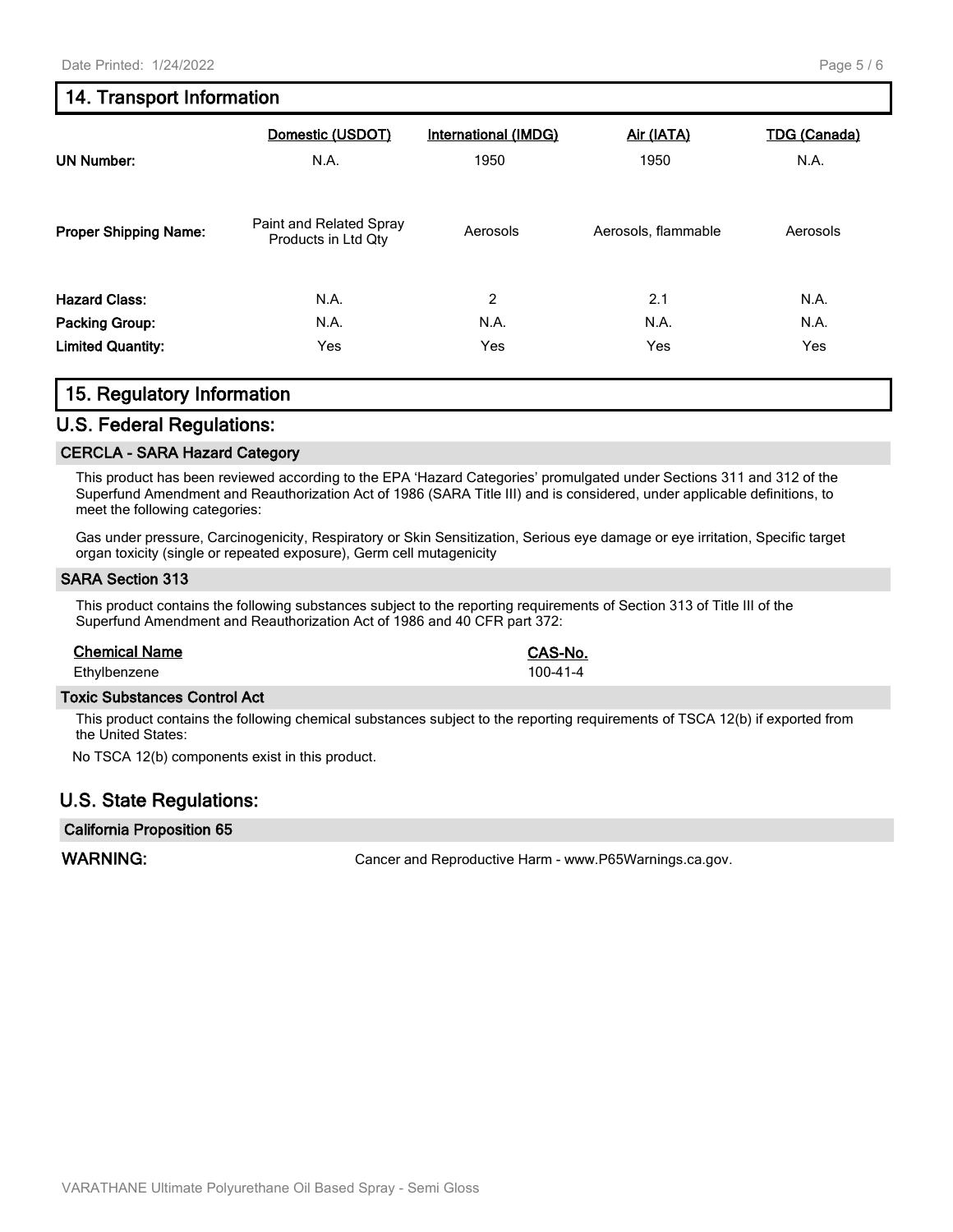## 14. Transport Information

| | Domestic (USDOT) | International (IMDG) | Air (IATA) | TDG (Canada) |
|---|---|---|---|---|
| **UN Number:** | N.A. | 1950 | 1950 | N.A. |
| **Proper Shipping Name:** | Paint and Related Spray Products in Ltd Qty | Aerosols | Aerosols, flammable | Aerosols |
| **Hazard Class:** | N.A. | 2 | 2.1 | N.A. |
| **Packing Group:** | N.A. | N.A. | N.A. | N.A. |
| **Limited Quantity:** | Yes | Yes | Yes | Yes |

## 15. Regulatory Information

### U.S. Federal Regulations:

#### CERCLA - SARA Hazard Category

This product has been reviewed according to the EPA 'Hazard Categories' promulgated under Sections 311 and 312 of the Superfund Amendment and Reauthorization Act of 1986 (SARA Title III) and is considered, under applicable definitions, to meet the following categories:

Gas under pressure, Carcinogenicity, Respiratory or Skin Sensitization, Serious eye damage or eye irritation, Specific target organ toxicity (single or repeated exposure), Germ cell mutagenicity

#### SARA Section 313

This product contains the following substances subject to the reporting requirements of Section 313 of Title III of the Superfund Amendment and Reauthorization Act of 1986 and 40 CFR part 372:

| Chemical Name | CAS-No. |
|---|---|
| Ethylbenzene | 100-41-4 |

#### Toxic Substances Control Act

This product contains the following chemical substances subject to the reporting requirements of TSCA 12(b) if exported from the United States:

No TSCA 12(b) components exist in this product.

### U.S. State Regulations:

#### California Proposition 65

**WARNING:** Cancer and Reproductive Harm - www.P65Warnings.ca.gov.

VARATHANE Ultimate Polyurethane Oil Based Spray - Semi Gloss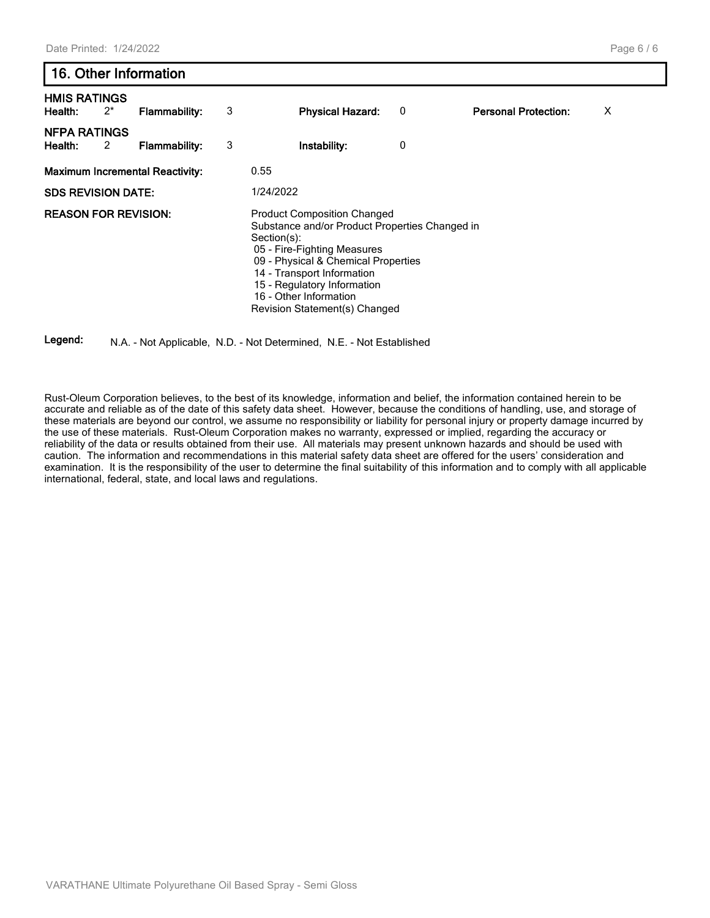## 16. Other Information

**HMIS RATINGS**

| | | | | | | | |
|---|---|---|---|---|---|---|---|
| **Health:** | 2* | **Flammability:** | 3 | **Physical Hazard:** | 0 | **Personal Protection:** | X |

**NFPA RATINGS**

| | | | | | |
|---|---|---|---|---|---|
| **Health:** | 2 | **Flammability:** | 3 | **Instability:** | 0 |

**Maximum Incremental Reactivity:** 0.55

**SDS REVISION DATE:** 1/24/2022

**REASON FOR REVISION:**

Product Composition Changed
Substance and/or Product Properties Changed in Section(s):
05 - Fire-Fighting Measures
09 - Physical & Chemical Properties
14 - Transport Information
15 - Regulatory Information
16 - Other Information
Revision Statement(s) Changed

**Legend:** N.A. - Not Applicable, N.D. - Not Determined, N.E. - Not Established

Rust-Oleum Corporation believes, to the best of its knowledge, information and belief, the information contained herein to be accurate and reliable as of the date of this safety data sheet. However, because the conditions of handling, use, and storage of these materials are beyond our control, we assume no responsibility or liability for personal injury or property damage incurred by the use of these materials. Rust-Oleum Corporation makes no warranty, expressed or implied, regarding the accuracy or reliability of the data or results obtained from their use. All materials may present unknown hazards and should be used with caution. The information and recommendations in this material safety data sheet are offered for the users' consideration and examination. It is the responsibility of the user to determine the final suitability of this information and to comply with all applicable international, federal, state, and local laws and regulations.